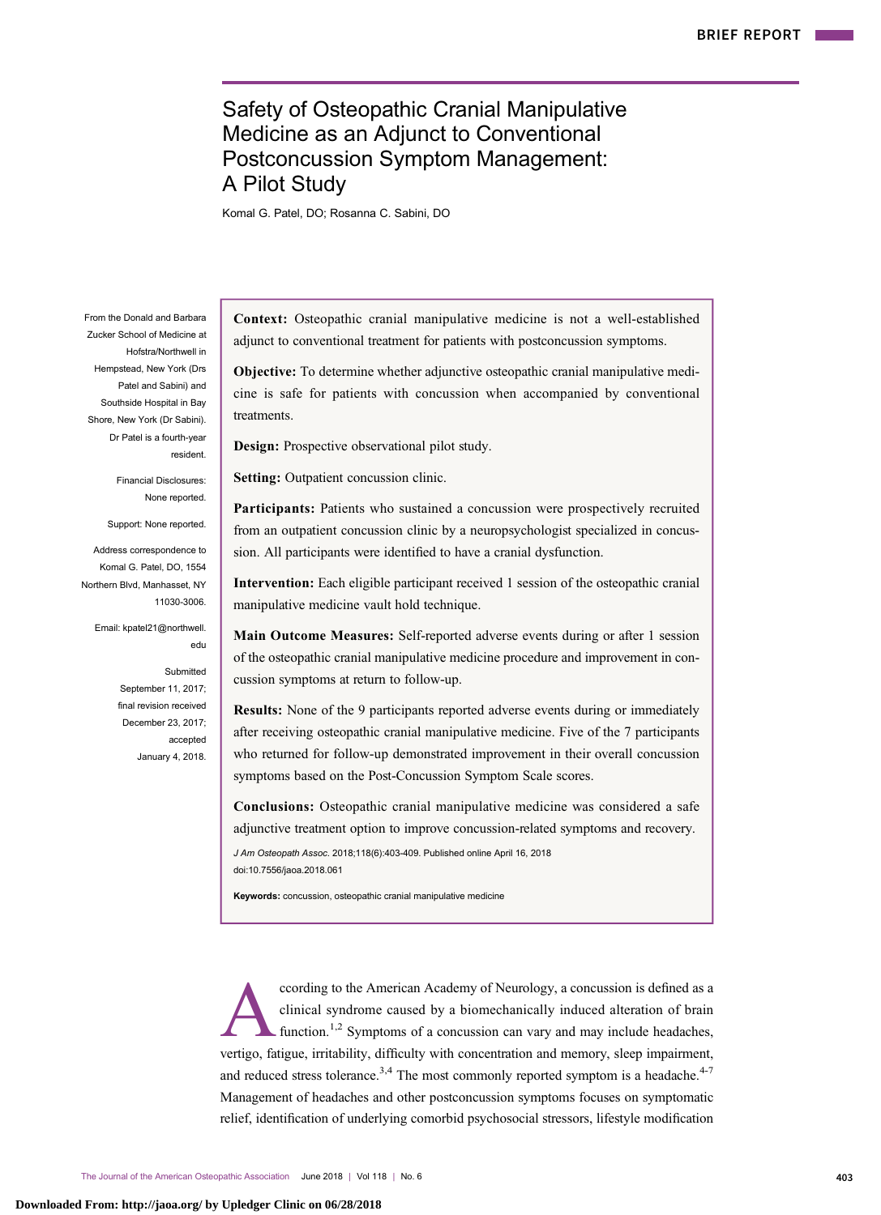BRIEF REPORT

# Safety of Osteopathic Cranial Manipulative Medicine as an Adjunct to Conventional Postconcussion Symptom Management: A Pilot Study

Komal G. Patel, DO; Rosanna C. Sabini, DO

From the Donald and Barbara Zucker School of Medicine at Hofstra/Northwell in Hempstead, New York (Drs Patel and Sabini) and Southside Hospital in Bay Shore, New York (Dr Sabini). Dr Patel is a fourth-year resident.

Financial Disclosures: None reported.

Support: None reported.

Address correspondence to Komal G. Patel, DO, 1554 Northern Blvd, Manhasset, NY 11030-3006.

Email: kpatel21@northwell.edu

Submitted September 11, 2017; final revision received December 23, 2017; accepted January 4, 2018.

**Context:** Osteopathic cranial manipulative medicine is not a well-established adjunct to conventional treatment for patients with postconcussion symptoms.

**Objective:** To determine whether adjunctive osteopathic cranial manipulative medicine is safe for patients with concussion when accompanied by conventional treatments.

**Design:** Prospective observational pilot study.

**Setting:** Outpatient concussion clinic.

**Participants:** Patients who sustained a concussion were prospectively recruited from an outpatient concussion clinic by a neuropsychologist specialized in concussion. All participants were identified to have a cranial dysfunction.

**Intervention:** Each eligible participant received 1 session of the osteopathic cranial manipulative medicine vault hold technique.

**Main Outcome Measures:** Self-reported adverse events during or after 1 session of the osteopathic cranial manipulative medicine procedure and improvement in concussion symptoms at return to follow-up.

**Results:** None of the 9 participants reported adverse events during or immediately after receiving osteopathic cranial manipulative medicine. Five of the 7 participants who returned for follow-up demonstrated improvement in their overall concussion symptoms based on the Post-Concussion Symptom Scale scores.

**Conclusions:** Osteopathic cranial manipulative medicine was considered a safe adjunctive treatment option to improve concussion-related symptoms and recovery.

*J Am Osteopath Assoc.* 2018;118(6):403-409. Published online April 16, 2018
doi:10.7556/jaoa.2018.061

**Keywords:** concussion, osteopathic cranial manipulative medicine

According to the American Academy of Neurology, a concussion is defined as a clinical syndrome caused by a biomechanically induced alteration of brain function.[1,2] Symptoms of a concussion can vary and may include headaches, vertigo, fatigue, irritability, difficulty with concentration and memory, sleep impairment, and reduced stress tolerance.[3,4] The most commonly reported symptom is a headache.[4-7] Management of headaches and other postconcussion symptoms focuses on symptomatic relief, identification of underlying comorbid psychosocial stressors, lifestyle modification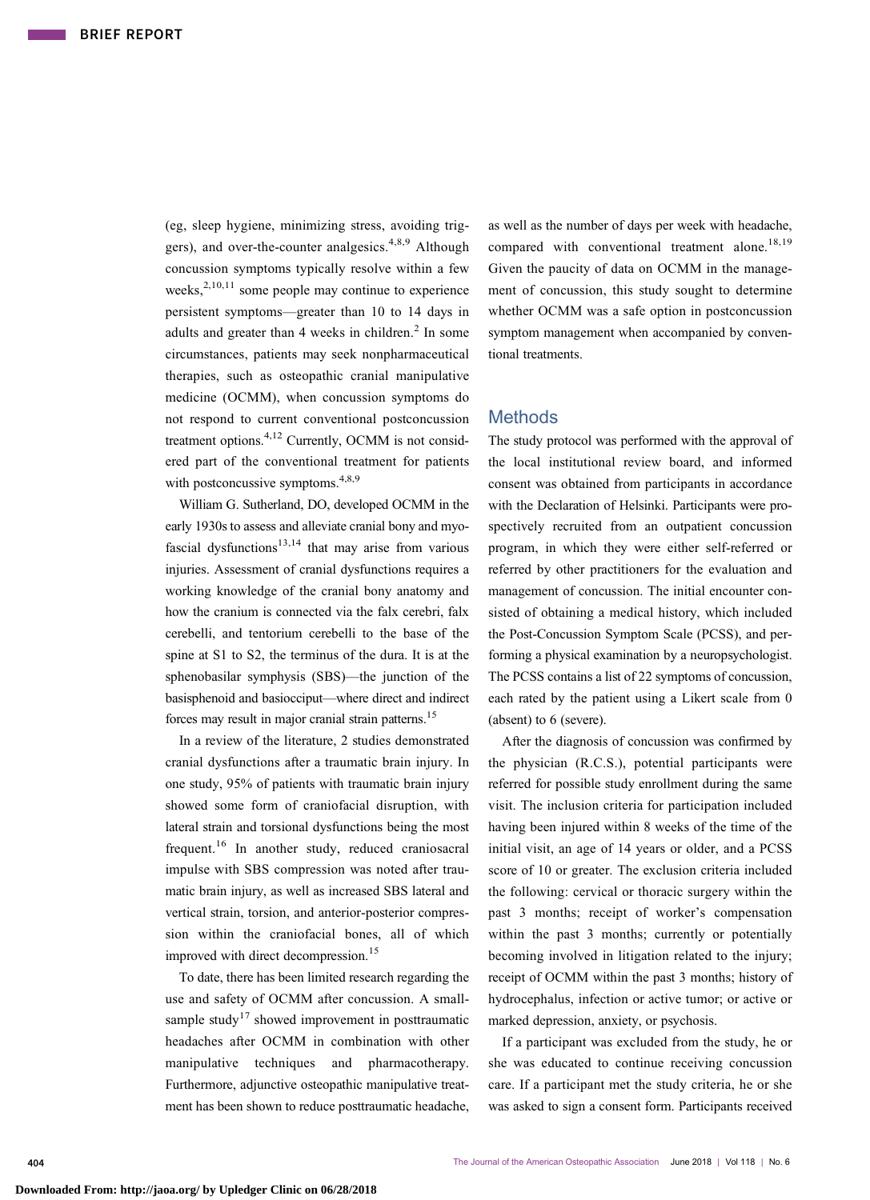(eg, sleep hygiene, minimizing stress, avoiding triggers), and over-the-counter analgesics.[4,8,9] Although concussion symptoms typically resolve within a few weeks,[2,10,11] some people may continue to experience persistent symptoms—greater than 10 to 14 days in adults and greater than 4 weeks in children.[2] In some circumstances, patients may seek nonpharmaceutical therapies, such as osteopathic cranial manipulative medicine (OCMM), when concussion symptoms do not respond to current conventional postconcussion treatment options.[4,12] Currently, OCMM is not considered part of the conventional treatment for patients with postconcussive symptoms.[4,8,9]

William G. Sutherland, DO, developed OCMM in the early 1930s to assess and alleviate cranial bony and myofascial dysfunctions[13,14] that may arise from various injuries. Assessment of cranial dysfunctions requires a working knowledge of the cranial bony anatomy and how the cranium is connected via the falx cerebri, falx cerebelli, and tentorium cerebelli to the base of the spine at S1 to S2, the terminus of the dura. It is at the sphenobasilar symphysis (SBS)—the junction of the basisphenoid and basiocciput—where direct and indirect forces may result in major cranial strain patterns.[15]

In a review of the literature, 2 studies demonstrated cranial dysfunctions after a traumatic brain injury. In one study, 95% of patients with traumatic brain injury showed some form of craniofacial disruption, with lateral strain and torsional dysfunctions being the most frequent.[16] In another study, reduced craniosacral impulse with SBS compression was noted after traumatic brain injury, as well as increased SBS lateral and vertical strain, torsion, and anterior-posterior compression within the craniofacial bones, all of which improved with direct decompression.[15]

To date, there has been limited research regarding the use and safety of OCMM after concussion. A small-sample study[17] showed improvement in posttraumatic headaches after OCMM in combination with other manipulative techniques and pharmacotherapy. Furthermore, adjunctive osteopathic manipulative treatment has been shown to reduce posttraumatic headache, as well as the number of days per week with headache, compared with conventional treatment alone.[18,19] Given the paucity of data on OCMM in the management of concussion, this study sought to determine whether OCMM was a safe option in postconcussion symptom management when accompanied by conventional treatments.

## Methods

The study protocol was performed with the approval of the local institutional review board, and informed consent was obtained from participants in accordance with the Declaration of Helsinki. Participants were prospectively recruited from an outpatient concussion program, in which they were either self-referred or referred by other practitioners for the evaluation and management of concussion. The initial encounter consisted of obtaining a medical history, which included the Post-Concussion Symptom Scale (PCSS), and performing a physical examination by a neuropsychologist. The PCSS contains a list of 22 symptoms of concussion, each rated by the patient using a Likert scale from 0 (absent) to 6 (severe).

After the diagnosis of concussion was confirmed by the physician (R.C.S.), potential participants were referred for possible study enrollment during the same visit. The inclusion criteria for participation included having been injured within 8 weeks of the time of the initial visit, an age of 14 years or older, and a PCSS score of 10 or greater. The exclusion criteria included the following: cervical or thoracic surgery within the past 3 months; receipt of worker's compensation within the past 3 months; currently or potentially becoming involved in litigation related to the injury; receipt of OCMM within the past 3 months; history of hydrocephalus, infection or active tumor; or active or marked depression, anxiety, or psychosis.

If a participant was excluded from the study, he or she was educated to continue receiving concussion care. If a participant met the study criteria, he or she was asked to sign a consent form. Participants received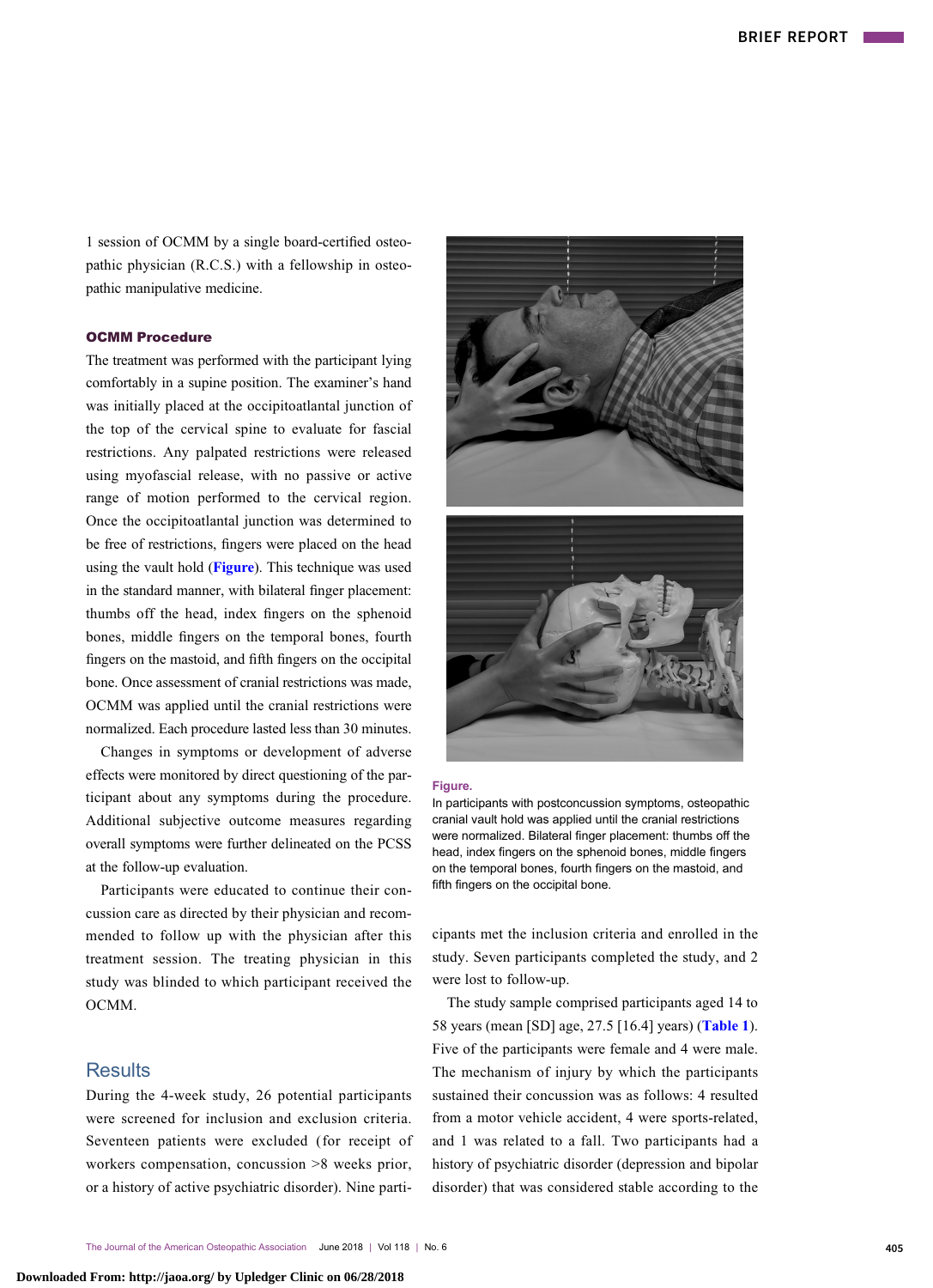1 session of OCMM by a single board-certified osteopathic physician (R.C.S.) with a fellowship in osteopathic manipulative medicine.

### OCMM Procedure

The treatment was performed with the participant lying comfortably in a supine position. The examiner's hand was initially placed at the occipitoatlantal junction of the top of the cervical spine to evaluate for fascial restrictions. Any palpated restrictions were released using myofascial release, with no passive or active range of motion performed to the cervical region. Once the occipitoatlantal junction was determined to be free of restrictions, fingers were placed on the head using the vault hold (**Figure**). This technique was used in the standard manner, with bilateral finger placement: thumbs off the head, index fingers on the sphenoid bones, middle fingers on the temporal bones, fourth fingers on the mastoid, and fifth fingers on the occipital bone. Once assessment of cranial restrictions was made, OCMM was applied until the cranial restrictions were normalized. Each procedure lasted less than 30 minutes.

Changes in symptoms or development of adverse effects were monitored by direct questioning of the participant about any symptoms during the procedure. Additional subjective outcome measures regarding overall symptoms were further delineated on the PCSS at the follow-up evaluation.

Participants were educated to continue their concussion care as directed by their physician and recommended to follow up with the physician after this treatment session. The treating physician in this study was blinded to which participant received the OCMM.

**Figure.**
In participants with postconcussion symptoms, osteopathic cranial vault hold was applied until the cranial restrictions were normalized. Bilateral finger placement: thumbs off the head, index fingers on the sphenoid bones, middle fingers on the temporal bones, fourth fingers on the mastoid, and fifth fingers on the occipital bone.

## Results

During the 4-week study, 26 potential participants were screened for inclusion and exclusion criteria. Seventeen patients were excluded (for receipt of workers compensation, concussion >8 weeks prior, or a history of active psychiatric disorder). Nine participants met the inclusion criteria and enrolled in the study. Seven participants completed the study, and 2 were lost to follow-up.

The study sample comprised participants aged 14 to 58 years (mean [SD] age, 27.5 [16.4] years) (**Table 1**). Five of the participants were female and 4 were male. The mechanism of injury by which the participants sustained their concussion was as follows: 4 resulted from a motor vehicle accident, 4 were sports-related, and 1 was related to a fall. Two participants had a history of psychiatric disorder (depression and bipolar disorder) that was considered stable according to the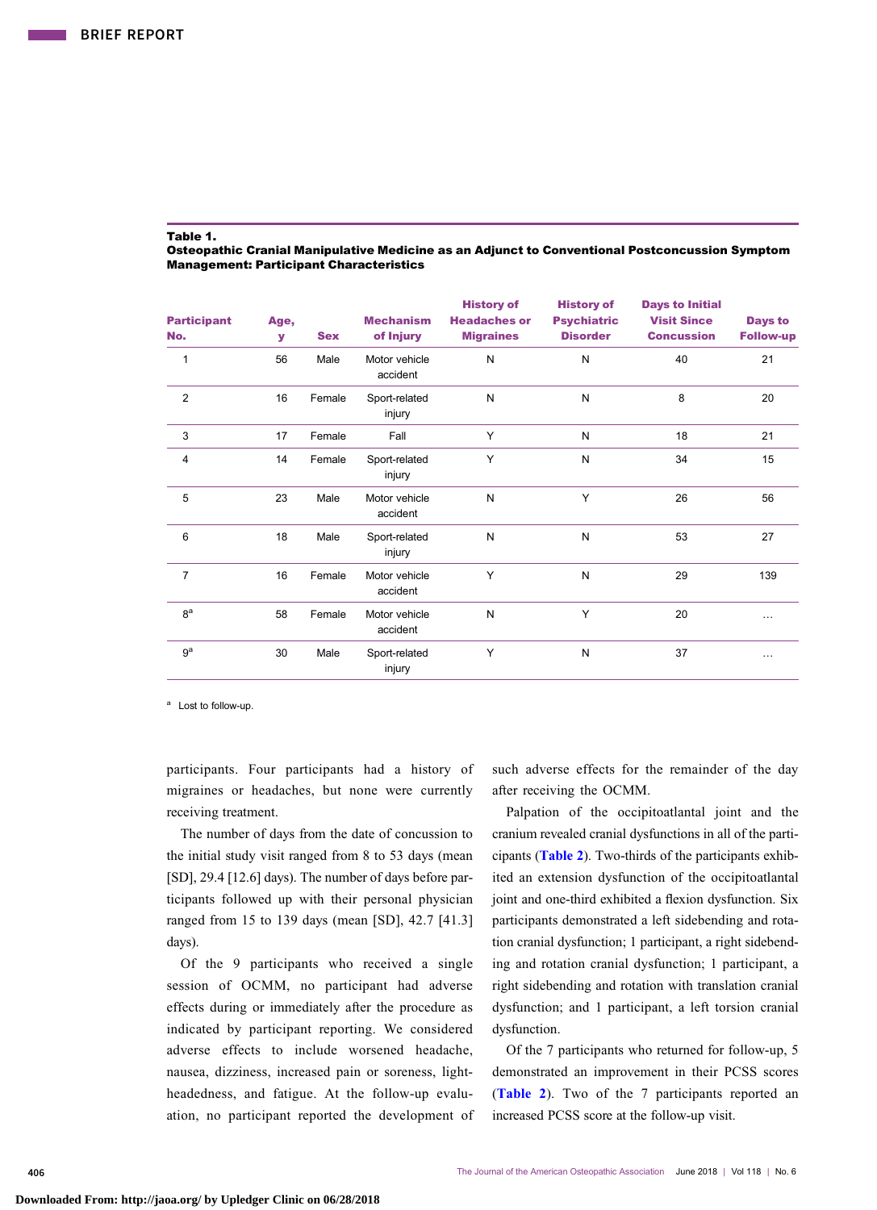**Table 1.**
**Osteopathic Cranial Manipulative Medicine as an Adjunct to Conventional Postconcussion Symptom Management: Participant Characteristics**

| Participant No. | Age, y | Sex | Mechanism of Injury | History of Headaches or Migraines | History of Psychiatric Disorder | Days to Initial Visit Since Concussion | Days to Follow-up |
|---|---|---|---|---|---|---|---|
| 1 | 56 | Male | Motor vehicle accident | N | N | 40 | 21 |
| 2 | 16 | Female | Sport-related injury | N | N | 8 | 20 |
| 3 | 17 | Female | Fall | Y | N | 18 | 21 |
| 4 | 14 | Female | Sport-related injury | Y | N | 34 | 15 |
| 5 | 23 | Male | Motor vehicle accident | N | Y | 26 | 56 |
| 6 | 18 | Male | Sport-related injury | N | N | 53 | 27 |
| 7 | 16 | Female | Motor vehicle accident | Y | N | 29 | 139 |
| 8[a] | 58 | Female | Motor vehicle accident | N | Y | 20 | … |
| 9[a] | 30 | Male | Sport-related injury | Y | N | 37 | … |

[a] Lost to follow-up.

participants. Four participants had a history of migraines or headaches, but none were currently receiving treatment.

The number of days from the date of concussion to the initial study visit ranged from 8 to 53 days (mean [SD], 29.4 [12.6] days). The number of days before participants followed up with their personal physician ranged from 15 to 139 days (mean [SD], 42.7 [41.3] days).

Of the 9 participants who received a single session of OCMM, no participant had adverse effects during or immediately after the procedure as indicated by participant reporting. We considered adverse effects to include worsened headache, nausea, dizziness, increased pain or soreness, lightheadedness, and fatigue. At the follow-up evaluation, no participant reported the development of such adverse effects for the remainder of the day after receiving the OCMM.

Palpation of the occipitoatlantal joint and the cranium revealed cranial dysfunctions in all of the participants (Table 2). Two-thirds of the participants exhibited an extension dysfunction of the occipitoatlantal joint and one-third exhibited a flexion dysfunction. Six participants demonstrated a left sidebending and rotation cranial dysfunction; 1 participant, a right sidebending and rotation cranial dysfunction; 1 participant, a right sidebending and rotation with translation cranial dysfunction; and 1 participant, a left torsion cranial dysfunction.

Of the 7 participants who returned for follow-up, 5 demonstrated an improvement in their PCSS scores (Table 2). Two of the 7 participants reported an increased PCSS score at the follow-up visit.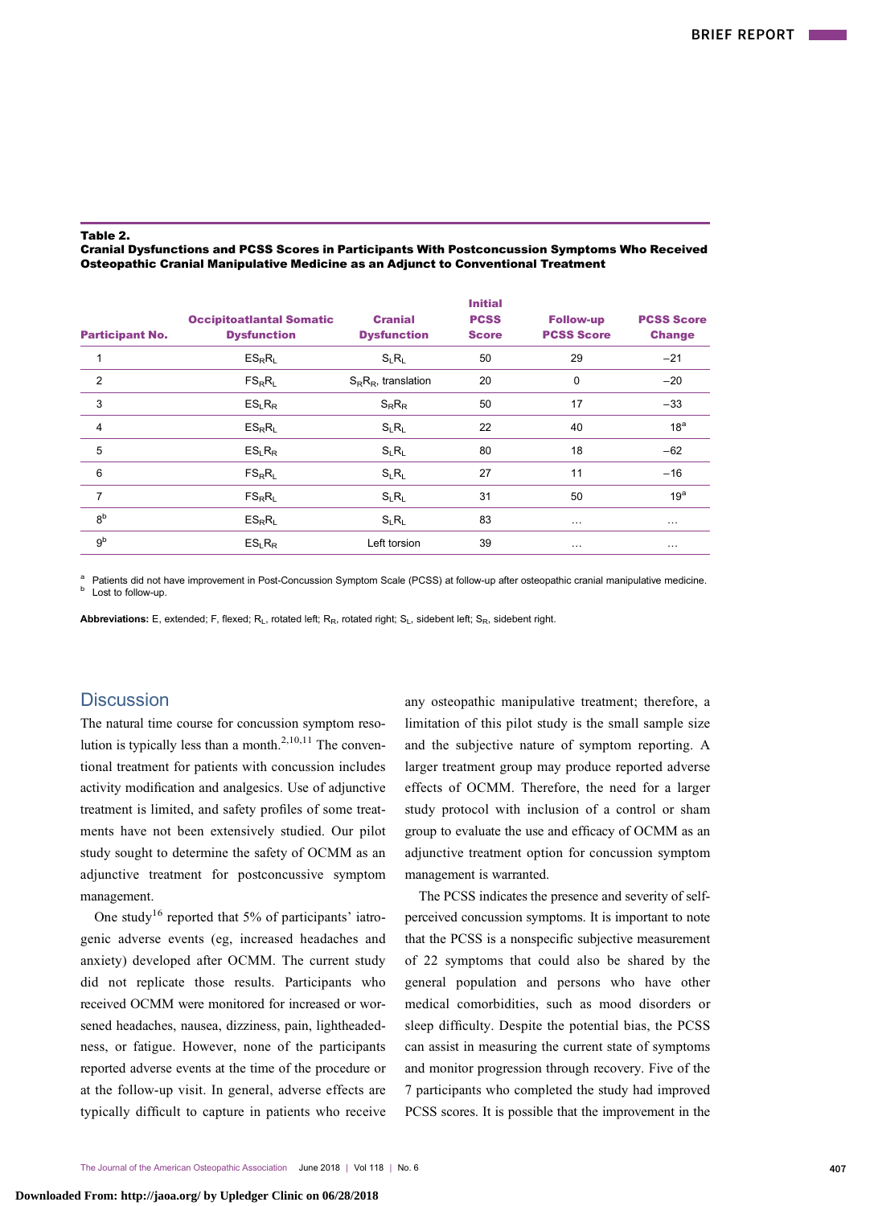**Table 2.**
**Cranial Dysfunctions and PCSS Scores in Participants With Postconcussion Symptoms Who Received Osteopathic Cranial Manipulative Medicine as an Adjunct to Conventional Treatment**

| Participant No. | Occipitoatlantal Somatic Dysfunction | Cranial Dysfunction | Initial PCSS Score | Follow-up PCSS Score | PCSS Score Change |
|---|---|---|---|---|---|
| 1 | $ES_RR_L$ | $S_LR_L$ | 50 | 29 | −21 |
| 2 | $FS_RR_L$ | $S_RR_R$, translation | 20 | 0 | −20 |
| 3 | $ES_LR_R$ | $S_RR_R$ | 50 | 17 | −33 |
| 4 | $ES_RR_L$ | $S_LR_L$ | 22 | 40 | 18[a] |
| 5 | $ES_LR_R$ | $S_LR_L$ | 80 | 18 | −62 |
| 6 | $FS_RR_L$ | $S_LR_L$ | 27 | 11 | −16 |
| 7 | $FS_RR_L$ | $S_LR_L$ | 31 | 50 | 19[a] |
| 8[b] | $ES_RR_L$ | $S_LR_L$ | 83 | … | … |
| 9[b] | $ES_LR_R$ | Left torsion | 39 | … | … |

[a] Patients did not have improvement in Post-Concussion Symptom Scale (PCSS) at follow-up after osteopathic cranial manipulative medicine.
[b] Lost to follow-up.

**Abbreviations:** E, extended; F, flexed; $R_L$, rotated left; $R_R$, rotated right; $S_L$, sidebent left; $S_R$, sidebent right.

## Discussion

The natural time course for concussion symptom resolution is typically less than a month.[2,10,11] The conventional treatment for patients with concussion includes activity modification and analgesics. Use of adjunctive treatment is limited, and safety profiles of some treatments have not been extensively studied. Our pilot study sought to determine the safety of OCMM as an adjunctive treatment for postconcussive symptom management.

One study[16] reported that 5% of participants' iatrogenic adverse events (eg, increased headaches and anxiety) developed after OCMM. The current study did not replicate those results. Participants who received OCMM were monitored for increased or worsened headaches, nausea, dizziness, pain, lightheadedness, or fatigue. However, none of the participants reported adverse events at the time of the procedure or at the follow-up visit. In general, adverse effects are typically difficult to capture in patients who receive any osteopathic manipulative treatment; therefore, a limitation of this pilot study is the small sample size and the subjective nature of symptom reporting. A larger treatment group may produce reported adverse effects of OCMM. Therefore, the need for a larger study protocol with inclusion of a control or sham group to evaluate the use and efficacy of OCMM as an adjunctive treatment option for concussion symptom management is warranted.

The PCSS indicates the presence and severity of self-perceived concussion symptoms. It is important to note that the PCSS is a nonspecific subjective measurement of 22 symptoms that could also be shared by the general population and persons who have other medical comorbidities, such as mood disorders or sleep difficulty. Despite the potential bias, the PCSS can assist in measuring the current state of symptoms and monitor progression through recovery. Five of the 7 participants who completed the study had improved PCSS scores. It is possible that the improvement in the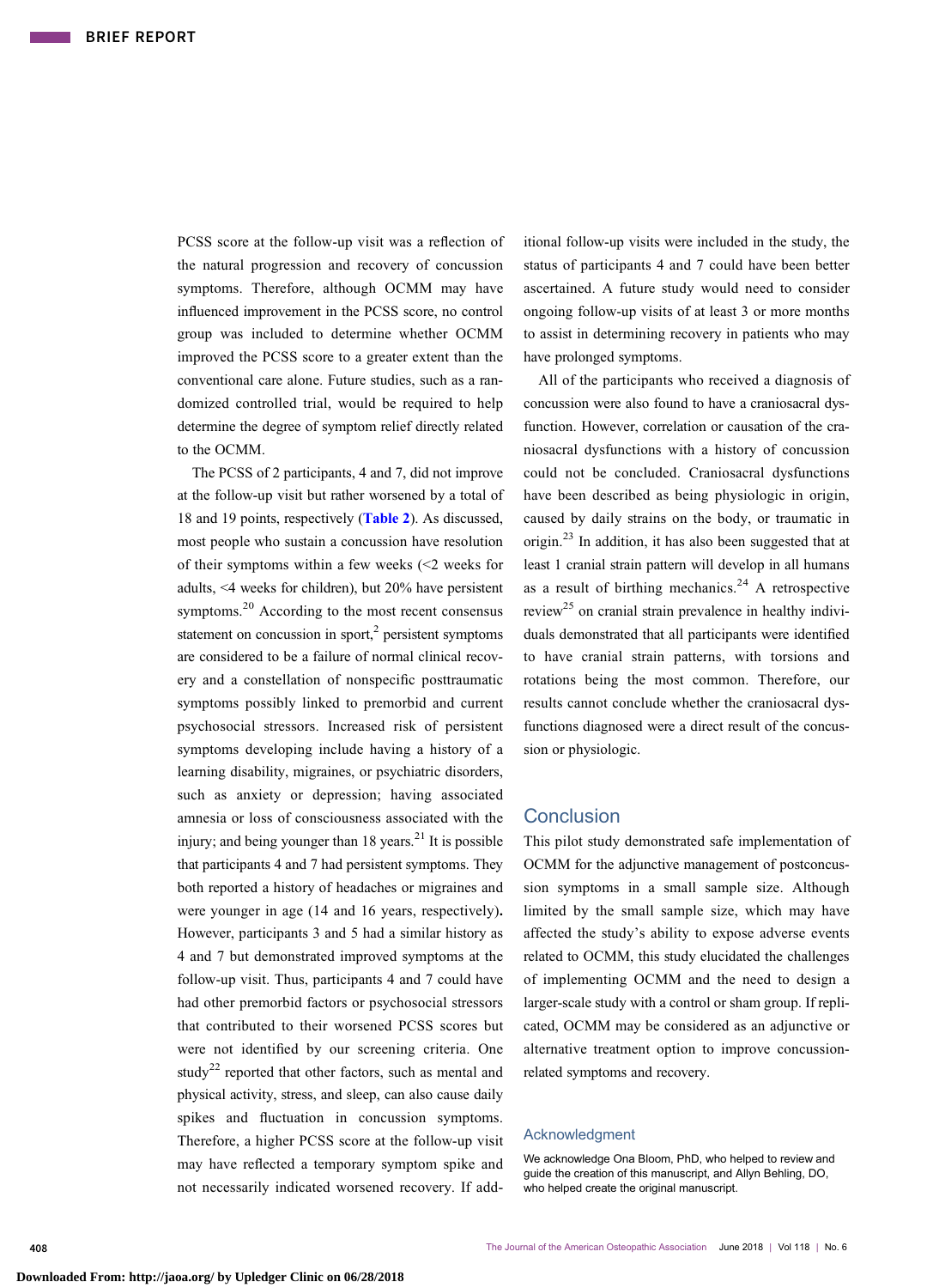PCSS score at the follow-up visit was a reflection of the natural progression and recovery of concussion symptoms. Therefore, although OCMM may have influenced improvement in the PCSS score, no control group was included to determine whether OCMM improved the PCSS score to a greater extent than the conventional care alone. Future studies, such as a randomized controlled trial, would be required to help determine the degree of symptom relief directly related to the OCMM.

The PCSS of 2 participants, 4 and 7, did not improve at the follow-up visit but rather worsened by a total of 18 and 19 points, respectively (Table 2). As discussed, most people who sustain a concussion have resolution of their symptoms within a few weeks (<2 weeks for adults, <4 weeks for children), but 20% have persistent symptoms.[20] According to the most recent consensus statement on concussion in sport,[2] persistent symptoms are considered to be a failure of normal clinical recovery and a constellation of nonspecific posttraumatic symptoms possibly linked to premorbid and current psychosocial stressors. Increased risk of persistent symptoms developing include having a history of a learning disability, migraines, or psychiatric disorders, such as anxiety or depression; having associated amnesia or loss of consciousness associated with the injury; and being younger than 18 years.[21] It is possible that participants 4 and 7 had persistent symptoms. They both reported a history of headaches or migraines and were younger in age (14 and 16 years, respectively). However, participants 3 and 5 had a similar history as 4 and 7 but demonstrated improved symptoms at the follow-up visit. Thus, participants 4 and 7 could have had other premorbid factors or psychosocial stressors that contributed to their worsened PCSS scores but were not identified by our screening criteria. One study[22] reported that other factors, such as mental and physical activity, stress, and sleep, can also cause daily spikes and fluctuation in concussion symptoms. Therefore, a higher PCSS score at the follow-up visit may have reflected a temporary symptom spike and not necessarily indicated worsened recovery. If additional follow-up visits were included in the study, the status of participants 4 and 7 could have been better ascertained. A future study would need to consider ongoing follow-up visits of at least 3 or more months to assist in determining recovery in patients who may have prolonged symptoms.

All of the participants who received a diagnosis of concussion were also found to have a craniosacral dysfunction. However, correlation or causation of the craniosacral dysfunctions with a history of concussion could not be concluded. Craniosacral dysfunctions have been described as being physiologic in origin, caused by daily strains on the body, or traumatic in origin.[23] In addition, it has also been suggested that at least 1 cranial strain pattern will develop in all humans as a result of birthing mechanics.[24] A retrospective review[25] on cranial strain prevalence in healthy individuals demonstrated that all participants were identified to have cranial strain patterns, with torsions and rotations being the most common. Therefore, our results cannot conclude whether the craniosacral dysfunctions diagnosed were a direct result of the concussion or physiologic.

## Conclusion

This pilot study demonstrated safe implementation of OCMM for the adjunctive management of postconcussion symptoms in a small sample size. Although limited by the small sample size, which may have affected the study's ability to expose adverse events related to OCMM, this study elucidated the challenges of implementing OCMM and the need to design a larger-scale study with a control or sham group. If replicated, OCMM may be considered as an adjunctive or alternative treatment option to improve concussion-related symptoms and recovery.

### Acknowledgment

We acknowledge Ona Bloom, PhD, who helped to review and guide the creation of this manuscript, and Allyn Behling, DO, who helped create the original manuscript.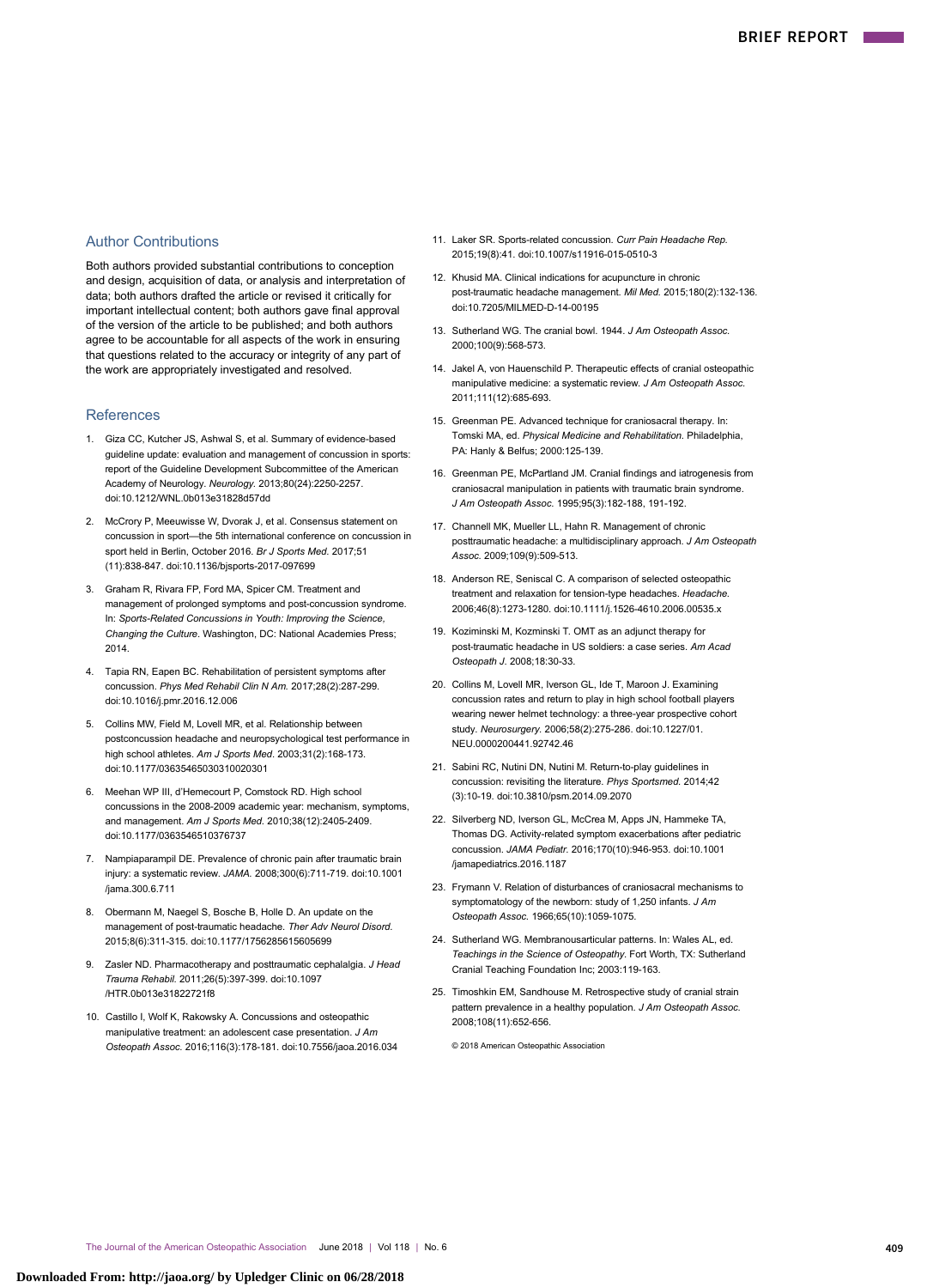## Author Contributions

Both authors provided substantial contributions to conception and design, acquisition of data, or analysis and interpretation of data; both authors drafted the article or revised it critically for important intellectual content; both authors gave final approval of the version of the article to be published; and both authors agree to be accountable for all aspects of the work in ensuring that questions related to the accuracy or integrity of any part of the work are appropriately investigated and resolved.

## References

1. Giza CC, Kutcher JS, Ashwal S, et al. Summary of evidence-based guideline update: evaluation and management of concussion in sports: report of the Guideline Development Subcommittee of the American Academy of Neurology. *Neurology.* 2013;80(24):2250-2257. doi:10.1212/WNL.0b013e31828d57dd
2. McCrory P, Meeuwisse W, Dvorak J, et al. Consensus statement on concussion in sport—the 5th international conference on concussion in sport held in Berlin, October 2016. *Br J Sports Med.* 2017;51 (11):838-847. doi:10.1136/bjsports-2017-097699
3. Graham R, Rivara FP, Ford MA, Spicer CM. Treatment and management of prolonged symptoms and post-concussion syndrome. In: *Sports-Related Concussions in Youth: Improving the Science, Changing the Culture*. Washington, DC: National Academies Press; 2014.
4. Tapia RN, Eapen BC. Rehabilitation of persistent symptoms after concussion. *Phys Med Rehabil Clin N Am.* 2017;28(2):287-299. doi:10.1016/j.pmr.2016.12.006
5. Collins MW, Field M, Lovell MR, et al. Relationship between postconcussion headache and neuropsychological test performance in high school athletes. *Am J Sports Med*. 2003;31(2):168-173. doi:10.1177/03635465030310020301
6. Meehan WP III, d'Hemecourt P, Comstock RD. High school concussions in the 2008-2009 academic year: mechanism, symptoms, and management. *Am J Sports Med.* 2010;38(12):2405-2409. doi:10.1177/0363546510376737
7. Nampiaparampil DE. Prevalence of chronic pain after traumatic brain injury: a systematic review. *JAMA.* 2008;300(6):711-719. doi:10.1001/jama.300.6.711
8. Obermann M, Naegel S, Bosche B, Holle D. An update on the management of post-traumatic headache. *Ther Adv Neurol Disord.* 2015;8(6):311-315. doi:10.1177/1756285615605699
9. Zasler ND. Pharmacotherapy and posttraumatic cephalalgia. *J Head Trauma Rehabil.* 2011;26(5):397-399. doi:10.1097/HTR.0b013e31822721f8
10. Castillo I, Wolf K, Rakowsky A. Concussions and osteopathic manipulative treatment: an adolescent case presentation. *J Am Osteopath Assoc.* 2016;116(3):178-181. doi:10.7556/jaoa.2016.034
11. Laker SR. Sports-related concussion. *Curr Pain Headache Rep.* 2015;19(8):41. doi:10.1007/s11916-015-0510-3
12. Khusid MA. Clinical indications for acupuncture in chronic post-traumatic headache management. *Mil Med.* 2015;180(2):132-136. doi:10.7205/MILMED-D-14-00195
13. Sutherland WG. The cranial bowl. 1944. *J Am Osteopath Assoc.* 2000;100(9):568-573.
14. Jakel A, von Hauenschild P. Therapeutic effects of cranial osteopathic manipulative medicine: a systematic review. *J Am Osteopath Assoc.* 2011;111(12):685-693.
15. Greenman PE. Advanced technique for craniosacral therapy. In: Tomski MA, ed. *Physical Medicine and Rehabilitation.* Philadelphia, PA: Hanly & Belfus; 2000:125-139.
16. Greenman PE, McPartland JM. Cranial findings and iatrogenesis from craniosacral manipulation in patients with traumatic brain syndrome. *J Am Osteopath Assoc.* 1995;95(3):182-188, 191-192.
17. Channell MK, Mueller LL, Hahn R. Management of chronic posttraumatic headache: a multidisciplinary approach. *J Am Osteopath Assoc.* 2009;109(9):509-513.
18. Anderson RE, Seniscal C. A comparison of selected osteopathic treatment and relaxation for tension-type headaches. *Headache.* 2006;46(8):1273-1280. doi:10.1111/j.1526-4610.2006.00535.x
19. Koziminski M, Kozminski T. OMT as an adjunct therapy for post-traumatic headache in US soldiers: a case series. *Am Acad Osteopath J.* 2008;18:30-33.
20. Collins M, Lovell MR, Iverson GL, Ide T, Maroon J. Examining concussion rates and return to play in high school football players wearing newer helmet technology: a three-year prospective cohort study. *Neurosurgery.* 2006;58(2):275-286. doi:10.1227/01.NEU.0000200441.92742.46
21. Sabini RC, Nutini DN, Nutini M. Return-to-play guidelines in concussion: revisiting the literature. *Phys Sportsmed.* 2014;42 (3):10-19. doi:10.3810/psm.2014.09.2070
22. Silverberg ND, Iverson GL, McCrea M, Apps JN, Hammeke TA, Thomas DG. Activity-related symptom exacerbations after pediatric concussion. *JAMA Pediatr.* 2016;170(10):946-953. doi:10.1001/jamapediatrics.2016.1187
23. Frymann V. Relation of disturbances of craniosacral mechanisms to symptomatology of the newborn: study of 1,250 infants. *J Am Osteopath Assoc.* 1966;65(10):1059-1075.
24. Sutherland WG. Membranousarticular patterns. In: Wales AL, ed. *Teachings in the Science of Osteopathy.* Fort Worth, TX: Sutherland Cranial Teaching Foundation Inc; 2003:119-163.
25. Timoshkin EM, Sandhouse M. Retrospective study of cranial strain pattern prevalence in a healthy population. *J Am Osteopath Assoc.* 2008;108(11):652-656.

© 2018 American Osteopathic Association